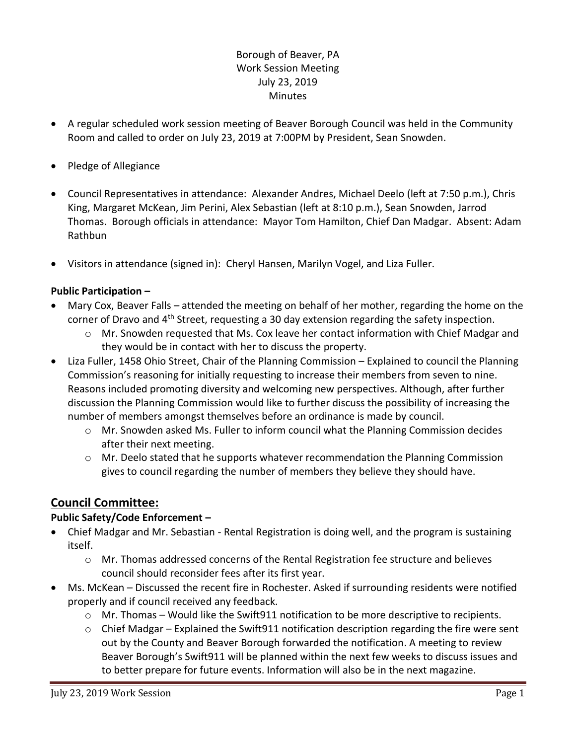Borough of Beaver, PA
Work Session Meeting
July 23, 2019
Minutes

- A regular scheduled work session meeting of Beaver Borough Council was held in the Community Room and called to order on July 23, 2019 at 7:00PM by President, Sean Snowden.
- Pledge of Allegiance
- Council Representatives in attendance: Alexander Andres, Michael Deelo (left at 7:50 p.m.), Chris King, Margaret McKean, Jim Perini, Alex Sebastian (left at 8:10 p.m.), Sean Snowden, Jarrod Thomas. Borough officials in attendance: Mayor Tom Hamilton, Chief Dan Madgar. Absent: Adam Rathbun
- Visitors in attendance (signed in): Cheryl Hansen, Marilyn Vogel, and Liza Fuller.

**Public Participation –**

- Mary Cox, Beaver Falls – attended the meeting on behalf of her mother, regarding the home on the corner of Dravo and 4th Street, requesting a 30 day extension regarding the safety inspection.
  - Mr. Snowden requested that Ms. Cox leave her contact information with Chief Madgar and they would be in contact with her to discuss the property.
- Liza Fuller, 1458 Ohio Street, Chair of the Planning Commission – Explained to council the Planning Commission's reasoning for initially requesting to increase their members from seven to nine. Reasons included promoting diversity and welcoming new perspectives. Although, after further discussion the Planning Commission would like to further discuss the possibility of increasing the number of members amongst themselves before an ordinance is made by council.
  - Mr. Snowden asked Ms. Fuller to inform council what the Planning Commission decides after their next meeting.
  - Mr. Deelo stated that he supports whatever recommendation the Planning Commission gives to council regarding the number of members they believe they should have.

## Council Committee:

**Public Safety/Code Enforcement –**

- Chief Madgar and Mr. Sebastian - Rental Registration is doing well, and the program is sustaining itself.
  - Mr. Thomas addressed concerns of the Rental Registration fee structure and believes council should reconsider fees after its first year.
- Ms. McKean – Discussed the recent fire in Rochester. Asked if surrounding residents were notified properly and if council received any feedback.
  - Mr. Thomas – Would like the Swift911 notification to be more descriptive to recipients.
  - Chief Madgar – Explained the Swift911 notification description regarding the fire were sent out by the County and Beaver Borough forwarded the notification. A meeting to review Beaver Borough's Swift911 will be planned within the next few weeks to discuss issues and to better prepare for future events. Information will also be in the next magazine.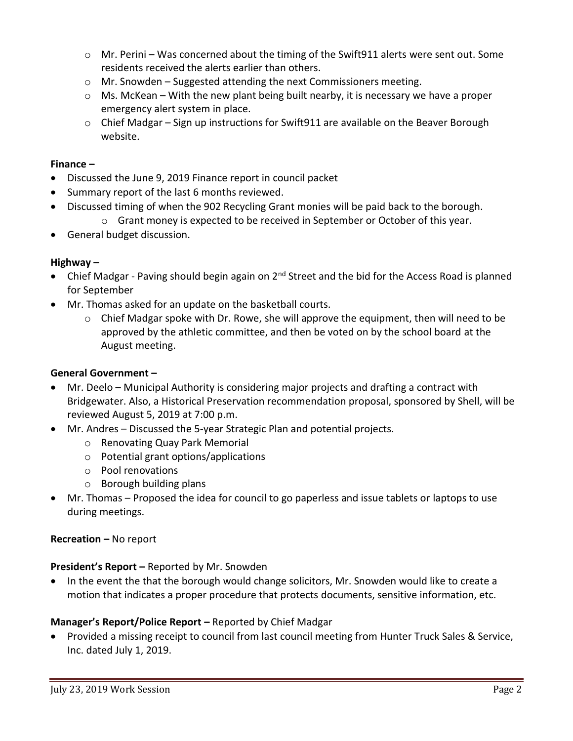- Mr. Perini – Was concerned about the timing of the Swift911 alerts were sent out. Some residents received the alerts earlier than others.
  - Mr. Snowden – Suggested attending the next Commissioners meeting.
  - Ms. McKean – With the new plant being built nearby, it is necessary we have a proper emergency alert system in place.
  - Chief Madgar – Sign up instructions for Swift911 are available on the Beaver Borough website.

**Finance –**

- Discussed the June 9, 2019 Finance report in council packet
- Summary report of the last 6 months reviewed.
- Discussed timing of when the 902 Recycling Grant monies will be paid back to the borough.
  - Grant money is expected to be received in September or October of this year.
- General budget discussion.

**Highway –**

- Chief Madgar - Paving should begin again on 2nd Street and the bid for the Access Road is planned for September
- Mr. Thomas asked for an update on the basketball courts.
  - Chief Madgar spoke with Dr. Rowe, she will approve the equipment, then will need to be approved by the athletic committee, and then be voted on by the school board at the August meeting.

**General Government –**

- Mr. Deelo – Municipal Authority is considering major projects and drafting a contract with Bridgewater. Also, a Historical Preservation recommendation proposal, sponsored by Shell, will be reviewed August 5, 2019 at 7:00 p.m.
- Mr. Andres – Discussed the 5-year Strategic Plan and potential projects.
  - Renovating Quay Park Memorial
  - Potential grant options/applications
  - Pool renovations
  - Borough building plans
- Mr. Thomas – Proposed the idea for council to go paperless and issue tablets or laptops to use during meetings.

**Recreation –** No report

**President's Report –** Reported by Mr. Snowden

- In the event the that the borough would change solicitors, Mr. Snowden would like to create a motion that indicates a proper procedure that protects documents, sensitive information, etc.

**Manager's Report/Police Report –** Reported by Chief Madgar

- Provided a missing receipt to council from last council meeting from Hunter Truck Sales & Service, Inc. dated July 1, 2019.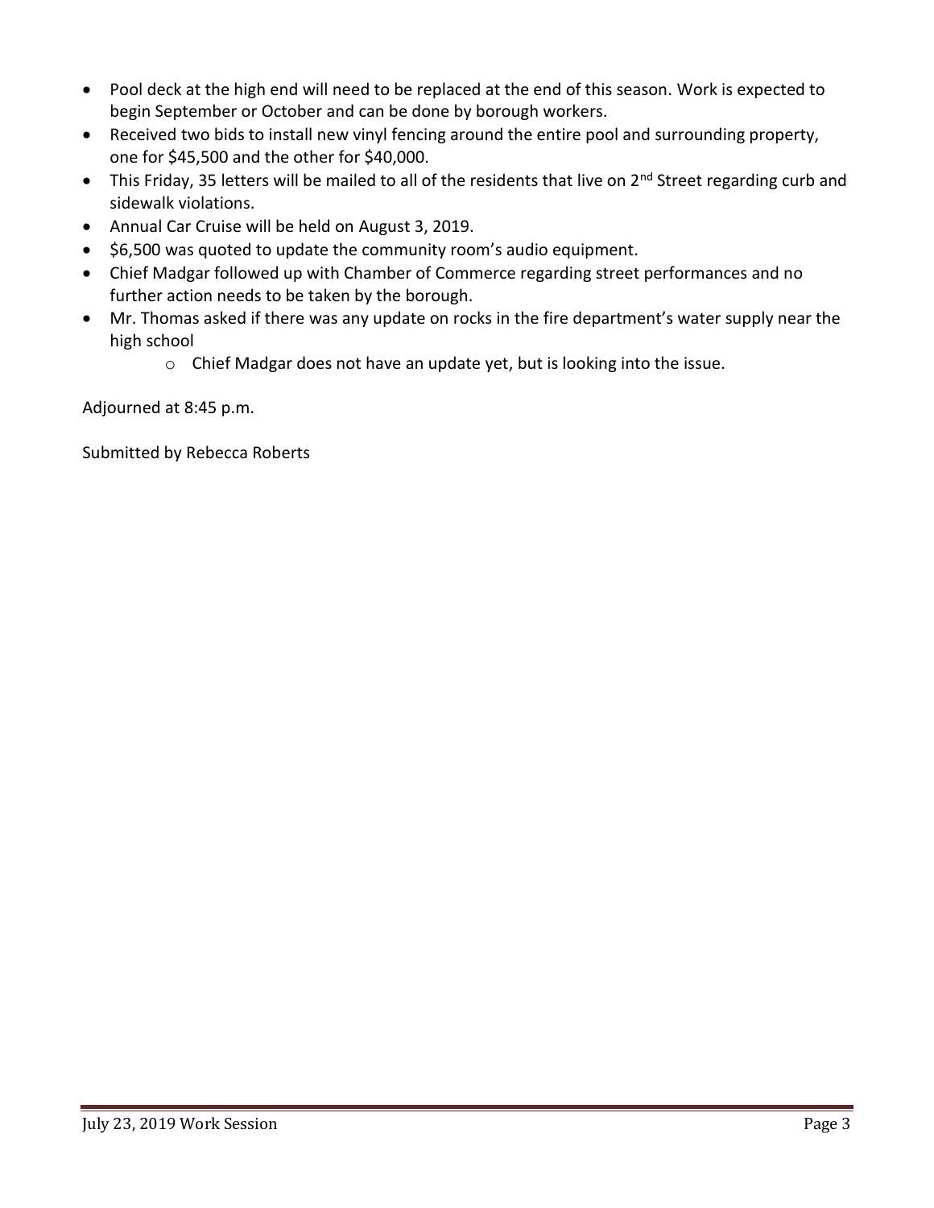- Pool deck at the high end will need to be replaced at the end of this season. Work is expected to begin September or October and can be done by borough workers.
- Received two bids to install new vinyl fencing around the entire pool and surrounding property, one for $45,500 and the other for $40,000.
- This Friday, 35 letters will be mailed to all of the residents that live on 2nd Street regarding curb and sidewalk violations.
- Annual Car Cruise will be held on August 3, 2019.
- $6,500 was quoted to update the community room's audio equipment.
- Chief Madgar followed up with Chamber of Commerce regarding street performances and no further action needs to be taken by the borough.
- Mr. Thomas asked if there was any update on rocks in the fire department's water supply near the high school
    - Chief Madgar does not have an update yet, but is looking into the issue.

Adjourned at 8:45 p.m.

Submitted by Rebecca Roberts